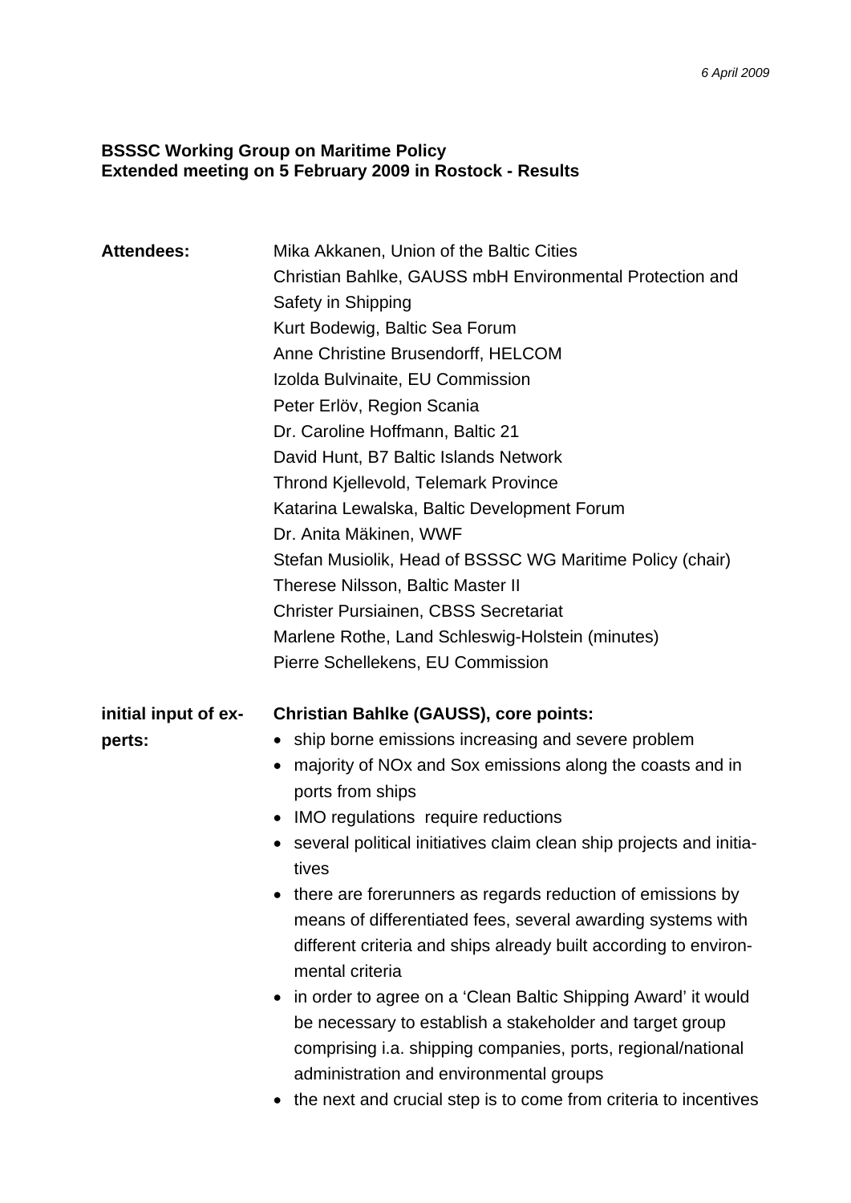*6 April 2009*

**BSSSC Working Group on Maritime Policy**
**Extended meeting on 5 February 2009 in Rostock - Results**

**Attendees:**

Mika Akkanen, Union of the Baltic Cities
Christian Bahlke, GAUSS mbH Environmental Protection and Safety in Shipping
Kurt Bodewig, Baltic Sea Forum
Anne Christine Brusendorff, HELCOM
Izolda Bulvinaite, EU Commission
Peter Erlöv, Region Scania
Dr. Caroline Hoffmann, Baltic 21
David Hunt, B7 Baltic Islands Network
Thrond Kjellevold, Telemark Province
Katarina Lewalska, Baltic Development Forum
Dr. Anita Mäkinen, WWF
Stefan Musiolik, Head of BSSSC WG Maritime Policy (chair)
Therese Nilsson, Baltic Master II
Christer Pursiainen, CBSS Secretariat
Marlene Rothe, Land Schleswig-Holstein (minutes)
Pierre Schellekens, EU Commission

**initial input of experts:**

**Christian Bahlke (GAUSS), core points:**

- ship borne emissions increasing and severe problem
- majority of NOx and Sox emissions along the coasts and in ports from ships
- IMO regulations require reductions
- several political initiatives claim clean ship projects and initiatives
- there are forerunners as regards reduction of emissions by means of differentiated fees, several awarding systems with different criteria and ships already built according to environmental criteria
- in order to agree on a 'Clean Baltic Shipping Award' it would be necessary to establish a stakeholder and target group comprising i.a. shipping companies, ports, regional/national administration and environmental groups
- the next and crucial step is to come from criteria to incentives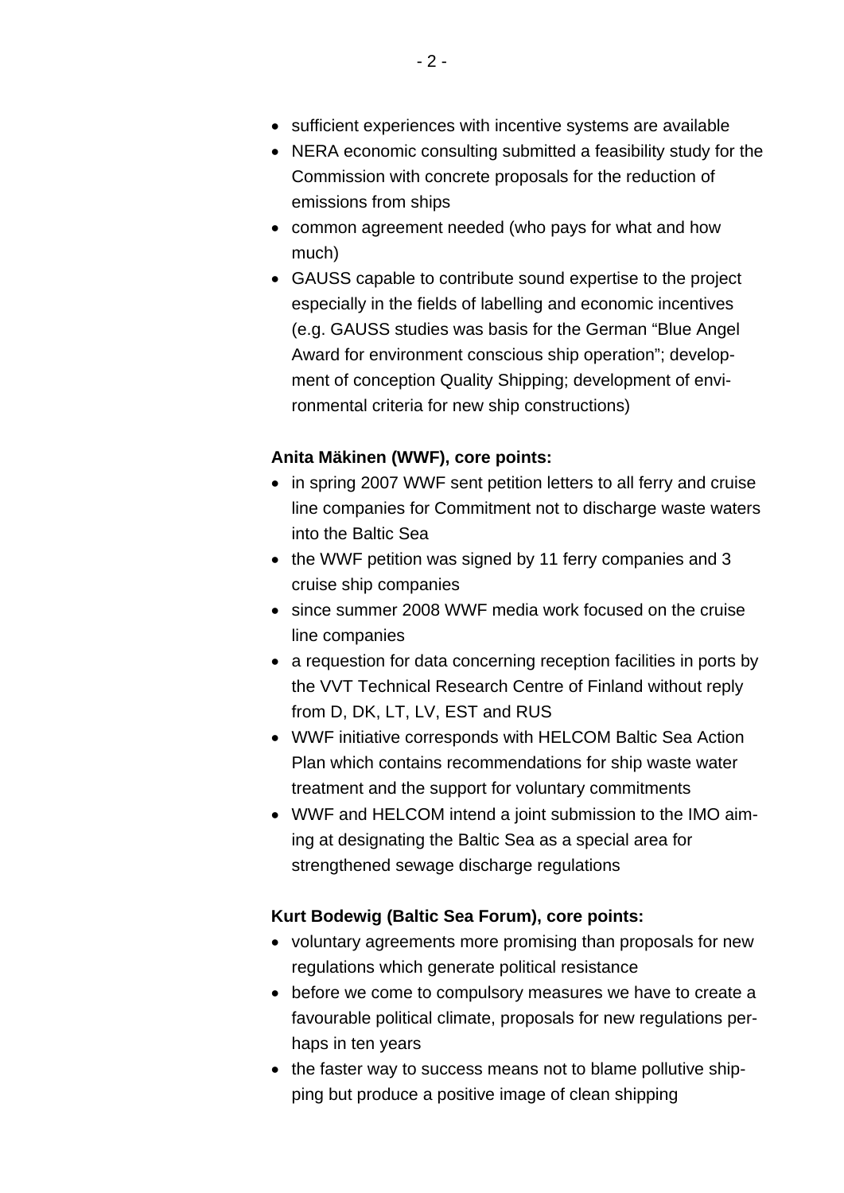- sufficient experiences with incentive systems are available
- NERA economic consulting submitted a feasibility study for the Commission with concrete proposals for the reduction of emissions from ships
- common agreement needed (who pays for what and how much)
- GAUSS capable to contribute sound expertise to the project especially in the fields of labelling and economic incentives (e.g. GAUSS studies was basis for the German “Blue Angel Award for environment conscious ship operation”; development of conception Quality Shipping; development of environmental criteria for new ship constructions)

**Anita Mäkinen (WWF), core points:**

- in spring 2007 WWF sent petition letters to all ferry and cruise line companies for Commitment not to discharge waste waters into the Baltic Sea
- the WWF petition was signed by 11 ferry companies and 3 cruise ship companies
- since summer 2008 WWF media work focused on the cruise line companies
- a requestion for data concerning reception facilities in ports by the VVT Technical Research Centre of Finland without reply from D, DK, LT, LV, EST and RUS
- WWF initiative corresponds with HELCOM Baltic Sea Action Plan which contains recommendations for ship waste water treatment and the support for voluntary commitments
- WWF and HELCOM intend a joint submission to the IMO aiming at designating the Baltic Sea as a special area for strengthened sewage discharge regulations

**Kurt Bodewig (Baltic Sea Forum), core points:**

- voluntary agreements more promising than proposals for new regulations which generate political resistance
- before we come to compulsory measures we have to create a favourable political climate, proposals for new regulations perhaps in ten years
- the faster way to success means not to blame pollutive shipping but produce a positive image of clean shipping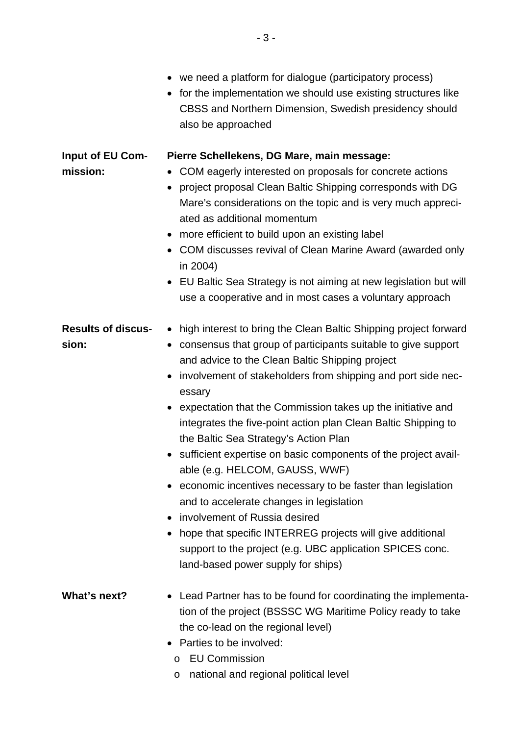- we need a platform for dialogue (participatory process)
- for the implementation we should use existing structures like CBSS and Northern Dimension, Swedish presidency should also be approached

**Input of EU Commission:**

**Pierre Schellekens, DG Mare, main message:**

- COM eagerly interested on proposals for concrete actions
- project proposal Clean Baltic Shipping corresponds with DG Mare's considerations on the topic and is very much appreciated as additional momentum
- more efficient to build upon an existing label
- COM discusses revival of Clean Marine Award (awarded only in 2004)
- EU Baltic Sea Strategy is not aiming at new legislation but will use a cooperative and in most cases a voluntary approach

**Results of discussion:**

- high interest to bring the Clean Baltic Shipping project forward
- consensus that group of participants suitable to give support and advice to the Clean Baltic Shipping project
- involvement of stakeholders from shipping and port side necessary
- expectation that the Commission takes up the initiative and integrates the five-point action plan Clean Baltic Shipping to the Baltic Sea Strategy's Action Plan
- sufficient expertise on basic components of the project available (e.g. HELCOM, GAUSS, WWF)
- economic incentives necessary to be faster than legislation and to accelerate changes in legislation
- involvement of Russia desired
- hope that specific INTERREG projects will give additional support to the project (e.g. UBC application SPICES conc. land-based power supply for ships)

**What's next?**

- Lead Partner has to be found for coordinating the implementation of the project (BSSSC WG Maritime Policy ready to take the co-lead on the regional level)
- Parties to be involved:
  - EU Commission
  - national and regional political level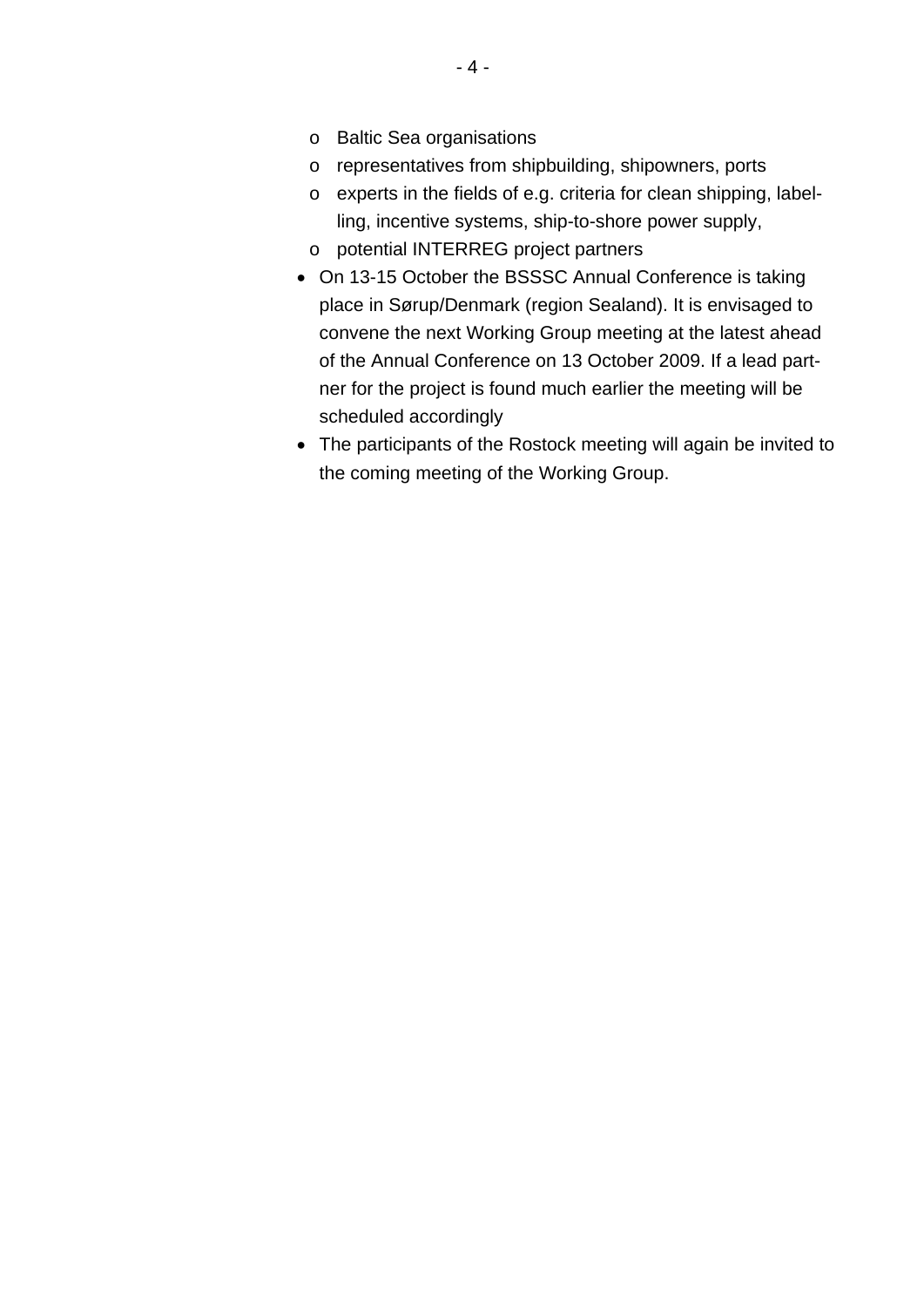- Baltic Sea organisations
    - representatives from shipbuilding, shipowners, ports
    - experts in the fields of e.g. criteria for clean shipping, labelling, incentive systems, ship-to-shore power supply,
    - potential INTERREG project partners
- On 13-15 October the BSSSC Annual Conference is taking place in Sørup/Denmark (region Sealand). It is envisaged to convene the next Working Group meeting at the latest ahead of the Annual Conference on 13 October 2009. If a lead partner for the project is found much earlier the meeting will be scheduled accordingly
- The participants of the Rostock meeting will again be invited to the coming meeting of the Working Group.